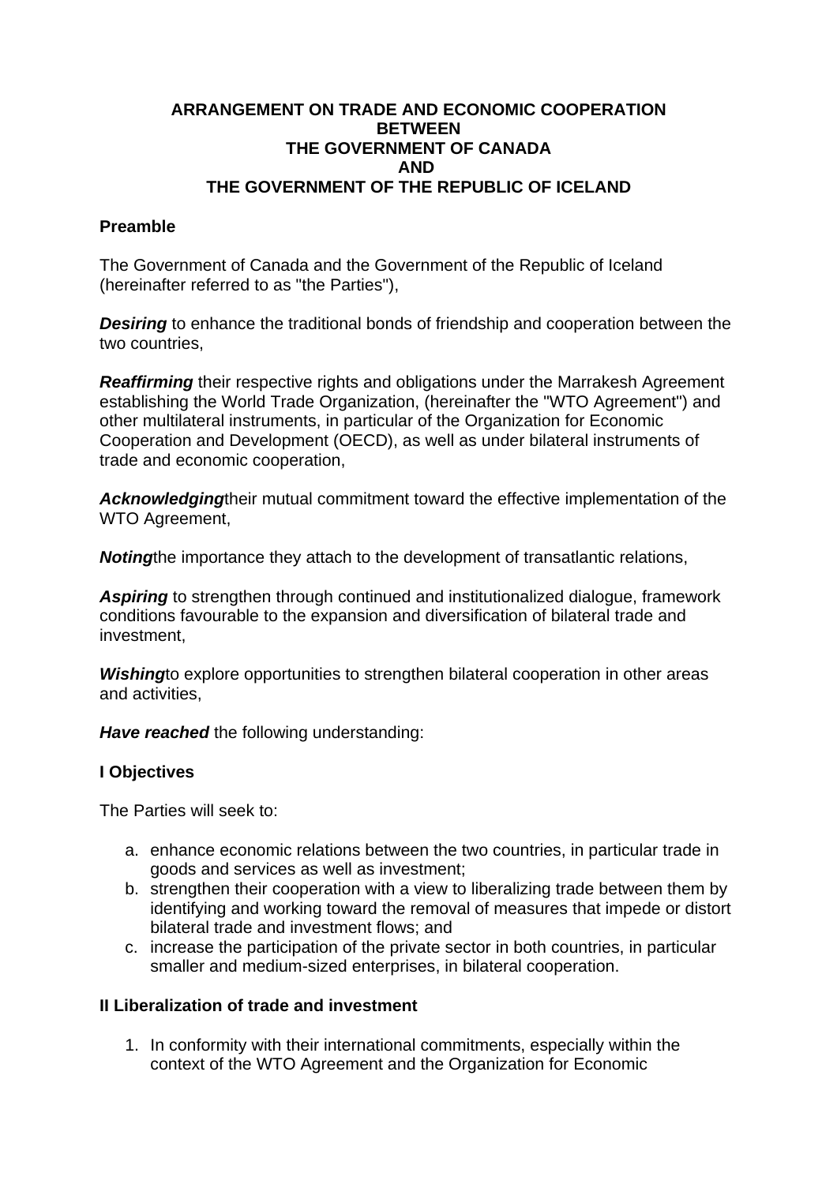# ARRANGEMENT ON TRADE AND ECONOMIC COOPERATION BETWEEN THE GOVERNMENT OF CANADA AND THE GOVERNMENT OF THE REPUBLIC OF ICELAND

## Preamble

The Government of Canada and the Government of the Republic of Iceland (hereinafter referred to as "the Parties"),

***Desiring*** to enhance the traditional bonds of friendship and cooperation between the two countries,

***Reaffirming*** their respective rights and obligations under the Marrakesh Agreement establishing the World Trade Organization, (hereinafter the "WTO Agreement") and other multilateral instruments, in particular of the Organization for Economic Cooperation and Development (OECD), as well as under bilateral instruments of trade and economic cooperation,

***Acknowledging*** their mutual commitment toward the effective implementation of the WTO Agreement,

***Noting*** the importance they attach to the development of transatlantic relations,

***Aspiring*** to strengthen through continued and institutionalized dialogue, framework conditions favourable to the expansion and diversification of bilateral trade and investment,

***Wishing*** to explore opportunities to strengthen bilateral cooperation in other areas and activities,

***Have reached*** the following understanding:

## I Objectives

The Parties will seek to:

a. enhance economic relations between the two countries, in particular trade in goods and services as well as investment;
b. strengthen their cooperation with a view to liberalizing trade between them by identifying and working toward the removal of measures that impede or distort bilateral trade and investment flows; and
c. increase the participation of the private sector in both countries, in particular smaller and medium-sized enterprises, in bilateral cooperation.

## II Liberalization of trade and investment

1. In conformity with their international commitments, especially within the context of the WTO Agreement and the Organization for Economic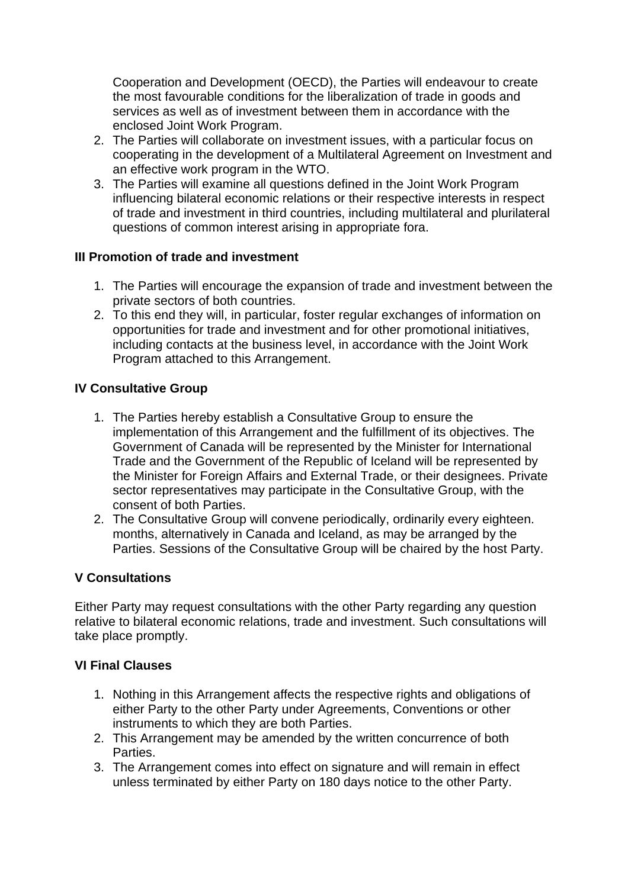Cooperation and Development (OECD), the Parties will endeavour to create the most favourable conditions for the liberalization of trade in goods and services as well as of investment between them in accordance with the enclosed Joint Work Program.
2. The Parties will collaborate on investment issues, with a particular focus on cooperating in the development of a Multilateral Agreement on Investment and an effective work program in the WTO.
3. The Parties will examine all questions defined in the Joint Work Program influencing bilateral economic relations or their respective interests in respect of trade and investment in third countries, including multilateral and plurilateral questions of common interest arising in appropriate fora.

### III Promotion of trade and investment

1. The Parties will encourage the expansion of trade and investment between the private sectors of both countries.
2. To this end they will, in particular, foster regular exchanges of information on opportunities for trade and investment and for other promotional initiatives, including contacts at the business level, in accordance with the Joint Work Program attached to this Arrangement.

### IV Consultative Group

1. The Parties hereby establish a Consultative Group to ensure the implementation of this Arrangement and the fulfillment of its objectives. The Government of Canada will be represented by the Minister for International Trade and the Government of the Republic of Iceland will be represented by the Minister for Foreign Affairs and External Trade, or their designees. Private sector representatives may participate in the Consultative Group, with the consent of both Parties.
2. The Consultative Group will convene periodically, ordinarily every eighteen. months, alternatively in Canada and Iceland, as may be arranged by the Parties. Sessions of the Consultative Group will be chaired by the host Party.

### V Consultations

Either Party may request consultations with the other Party regarding any question relative to bilateral economic relations, trade and investment. Such consultations will take place promptly.

### VI Final Clauses

1. Nothing in this Arrangement affects the respective rights and obligations of either Party to the other Party under Agreements, Conventions or other instruments to which they are both Parties.
2. This Arrangement may be amended by the written concurrence of both Parties.
3. The Arrangement comes into effect on signature and will remain in effect unless terminated by either Party on 180 days notice to the other Party.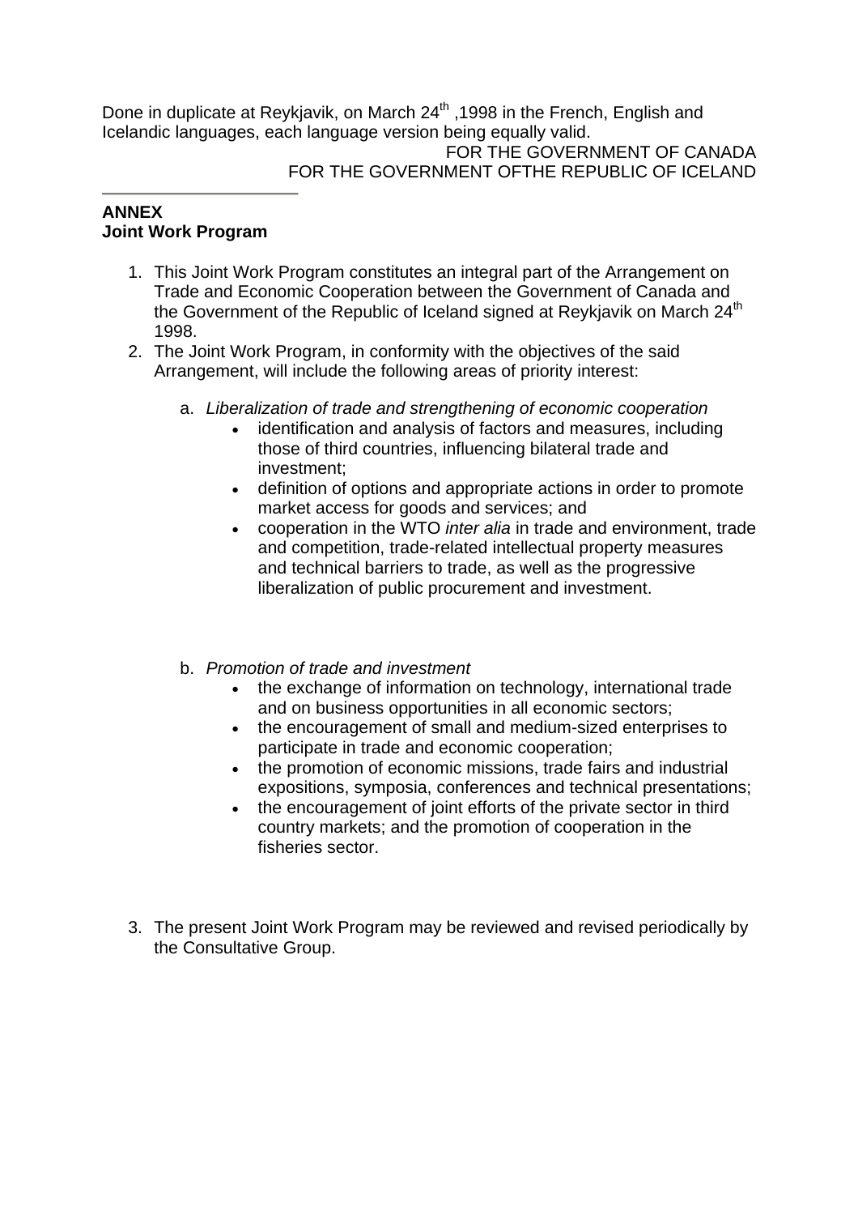Done in duplicate at Reykjavik, on March 24th ,1998 in the French, English and Icelandic languages, each language version being equally valid.

FOR THE GOVERNMENT OF CANADA

FOR THE GOVERNMENT OFTHE REPUBLIC OF ICELAND

---

**ANNEX**
**Joint Work Program**

1. This Joint Work Program constitutes an integral part of the Arrangement on Trade and Economic Cooperation between the Government of Canada and the Government of the Republic of Iceland signed at Reykjavik on March 24th 1998.
2. The Joint Work Program, in conformity with the objectives of the said Arrangement, will include the following areas of priority interest:

   a. *Liberalization of trade and strengthening of economic cooperation*
      - identification and analysis of factors and measures, including those of third countries, influencing bilateral trade and investment;
      - definition of options and appropriate actions in order to promote market access for goods and services; and
      - cooperation in the WTO *inter alia* in trade and environment, trade and competition, trade-related intellectual property measures and technical barriers to trade, as well as the progressive liberalization of public procurement and investment.

   b. *Promotion of trade and investment*
      - the exchange of information on technology, international trade and on business opportunities in all economic sectors;
      - the encouragement of small and medium-sized enterprises to participate in trade and economic cooperation;
      - the promotion of economic missions, trade fairs and industrial expositions, symposia, conferences and technical presentations;
      - the encouragement of joint efforts of the private sector in third country markets; and the promotion of cooperation in the fisheries sector.

3. The present Joint Work Program may be reviewed and revised periodically by the Consultative Group.